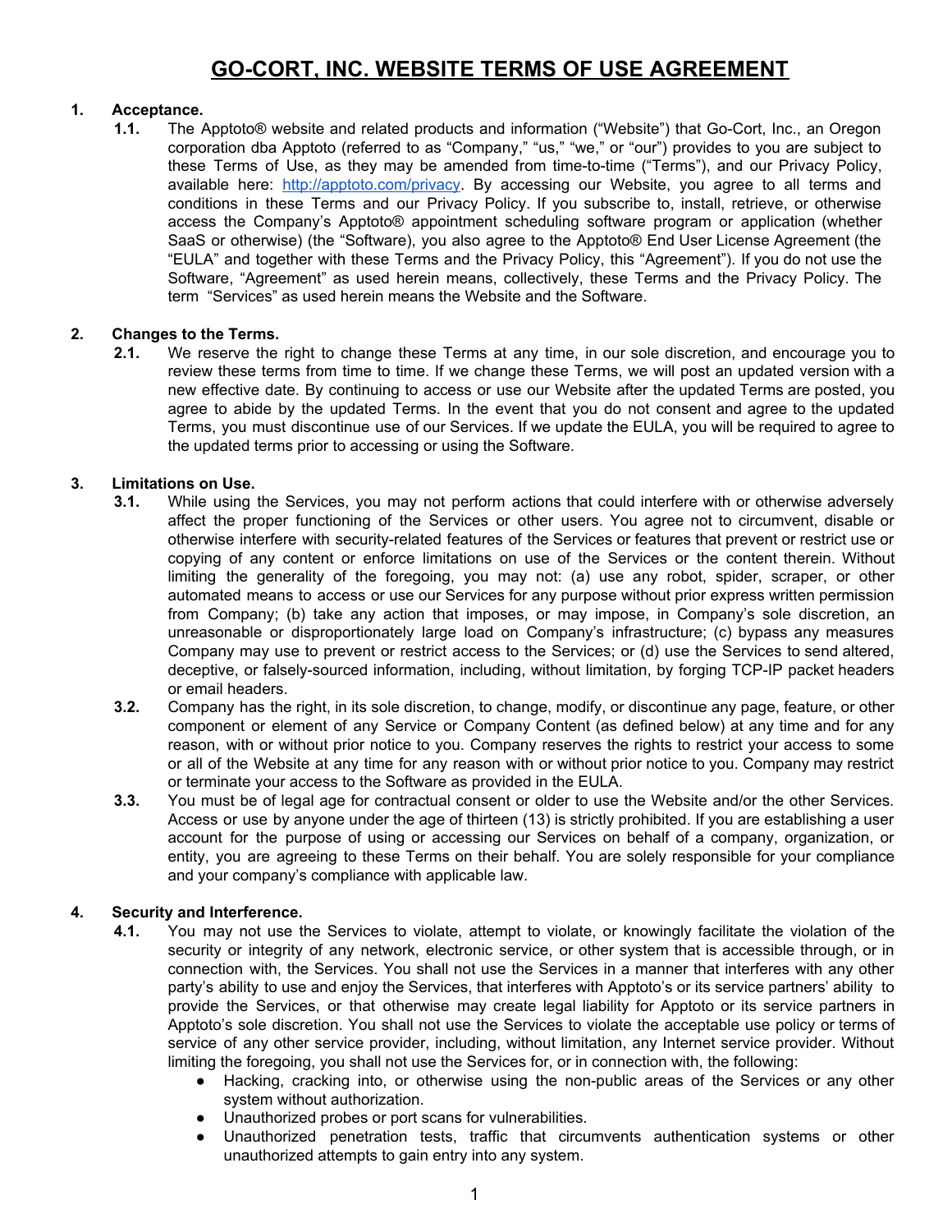# GO-CORT, INC. WEBSITE TERMS OF USE AGREEMENT

**1. Acceptance.**

**1.1.** The Apptoto® website and related products and information ("Website") that Go-Cort, Inc., an Oregon corporation dba Apptoto (referred to as "Company," "us," "we," or "our") provides to you are subject to these Terms of Use, as they may be amended from time-to-time ("Terms"), and our Privacy Policy, available here: http://apptoto.com/privacy. By accessing our Website, you agree to all terms and conditions in these Terms and our Privacy Policy. If you subscribe to, install, retrieve, or otherwise access the Company's Apptoto® appointment scheduling software program or application (whether SaaS or otherwise) (the "Software), you also agree to the Apptoto® End User License Agreement (the "EULA" and together with these Terms and the Privacy Policy, this "Agreement"). If you do not use the Software, "Agreement" as used herein means, collectively, these Terms and the Privacy Policy. The term "Services" as used herein means the Website and the Software.

**2. Changes to the Terms.**

**2.1.** We reserve the right to change these Terms at any time, in our sole discretion, and encourage you to review these terms from time to time. If we change these Terms, we will post an updated version with a new effective date. By continuing to access or use our Website after the updated Terms are posted, you agree to abide by the updated Terms. In the event that you do not consent and agree to the updated Terms, you must discontinue use of our Services. If we update the EULA, you will be required to agree to the updated terms prior to accessing or using the Software.

**3. Limitations on Use.**

**3.1.** While using the Services, you may not perform actions that could interfere with or otherwise adversely affect the proper functioning of the Services or other users. You agree not to circumvent, disable or otherwise interfere with security-related features of the Services or features that prevent or restrict use or copying of any content or enforce limitations on use of the Services or the content therein. Without limiting the generality of the foregoing, you may not: (a) use any robot, spider, scraper, or other automated means to access or use our Services for any purpose without prior express written permission from Company; (b) take any action that imposes, or may impose, in Company's sole discretion, an unreasonable or disproportionately large load on Company's infrastructure; (c) bypass any measures Company may use to prevent or restrict access to the Services; or (d) use the Services to send altered, deceptive, or falsely-sourced information, including, without limitation, by forging TCP-IP packet headers or email headers.

**3.2.** Company has the right, in its sole discretion, to change, modify, or discontinue any page, feature, or other component or element of any Service or Company Content (as defined below) at any time and for any reason, with or without prior notice to you. Company reserves the rights to restrict your access to some or all of the Website at any time for any reason with or without prior notice to you. Company may restrict or terminate your access to the Software as provided in the EULA.

**3.3.** You must be of legal age for contractual consent or older to use the Website and/or the other Services. Access or use by anyone under the age of thirteen (13) is strictly prohibited. If you are establishing a user account for the purpose of using or accessing our Services on behalf of a company, organization, or entity, you are agreeing to these Terms on their behalf. You are solely responsible for your compliance and your company's compliance with applicable law.

**4. Security and Interference.**

**4.1.** You may not use the Services to violate, attempt to violate, or knowingly facilitate the violation of the security or integrity of any network, electronic service, or other system that is accessible through, or in connection with, the Services. You shall not use the Services in a manner that interferes with any other party's ability to use and enjoy the Services, that interferes with Apptoto's or its service partners' ability to provide the Services, or that otherwise may create legal liability for Apptoto or its service partners in Apptoto's sole discretion. You shall not use the Services to violate the acceptable use policy or terms of service of any other service provider, including, without limitation, any Internet service provider. Without limiting the foregoing, you shall not use the Services for, or in connection with, the following:

- Hacking, cracking into, or otherwise using the non-public areas of the Services or any other system without authorization.
- Unauthorized probes or port scans for vulnerabilities.
- Unauthorized penetration tests, traffic that circumvents authentication systems or other unauthorized attempts to gain entry into any system.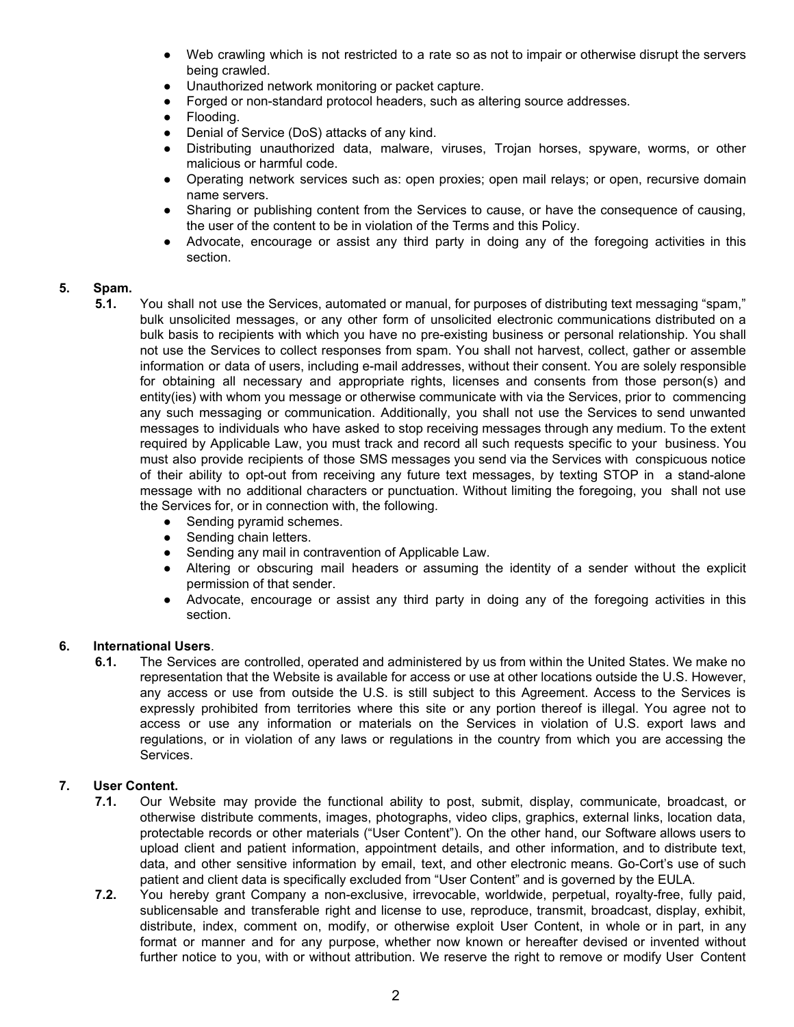- Web crawling which is not restricted to a rate so as not to impair or otherwise disrupt the servers being crawled.
- Unauthorized network monitoring or packet capture.
- Forged or non-standard protocol headers, such as altering source addresses.
- Flooding.
- Denial of Service (DoS) attacks of any kind.
- Distributing unauthorized data, malware, viruses, Trojan horses, spyware, worms, or other malicious or harmful code.
- Operating network services such as: open proxies; open mail relays; or open, recursive domain name servers.
- Sharing or publishing content from the Services to cause, or have the consequence of causing, the user of the content to be in violation of the Terms and this Policy.
- Advocate, encourage or assist any third party in doing any of the foregoing activities in this section.

**5. Spam.**

**5.1.** You shall not use the Services, automated or manual, for purposes of distributing text messaging "spam," bulk unsolicited messages, or any other form of unsolicited electronic communications distributed on a bulk basis to recipients with which you have no pre-existing business or personal relationship. You shall not use the Services to collect responses from spam. You shall not harvest, collect, gather or assemble information or data of users, including e-mail addresses, without their consent. You are solely responsible for obtaining all necessary and appropriate rights, licenses and consents from those person(s) and entity(ies) with whom you message or otherwise communicate with via the Services, prior to commencing any such messaging or communication. Additionally, you shall not use the Services to send unwanted messages to individuals who have asked to stop receiving messages through any medium. To the extent required by Applicable Law, you must track and record all such requests specific to your business. You must also provide recipients of those SMS messages you send via the Services with conspicuous notice of their ability to opt-out from receiving any future text messages, by texting STOP in a stand-alone message with no additional characters or punctuation. Without limiting the foregoing, you shall not use the Services for, or in connection with, the following.

- Sending pyramid schemes.
- Sending chain letters.
- Sending any mail in contravention of Applicable Law.
- Altering or obscuring mail headers or assuming the identity of a sender without the explicit permission of that sender.
- Advocate, encourage or assist any third party in doing any of the foregoing activities in this section.

**6. International Users**.

**6.1.** The Services are controlled, operated and administered by us from within the United States. We make no representation that the Website is available for access or use at other locations outside the U.S. However, any access or use from outside the U.S. is still subject to this Agreement. Access to the Services is expressly prohibited from territories where this site or any portion thereof is illegal. You agree not to access or use any information or materials on the Services in violation of U.S. export laws and regulations, or in violation of any laws or regulations in the country from which you are accessing the Services.

**7. User Content.**

**7.1.** Our Website may provide the functional ability to post, submit, display, communicate, broadcast, or otherwise distribute comments, images, photographs, video clips, graphics, external links, location data, protectable records or other materials ("User Content"). On the other hand, our Software allows users to upload client and patient information, appointment details, and other information, and to distribute text, data, and other sensitive information by email, text, and other electronic means. Go-Cort's use of such patient and client data is specifically excluded from "User Content" and is governed by the EULA.

**7.2.** You hereby grant Company a non-exclusive, irrevocable, worldwide, perpetual, royalty-free, fully paid, sublicensable and transferable right and license to use, reproduce, transmit, broadcast, display, exhibit, distribute, index, comment on, modify, or otherwise exploit User Content, in whole or in part, in any format or manner and for any purpose, whether now known or hereafter devised or invented without further notice to you, with or without attribution. We reserve the right to remove or modify User Content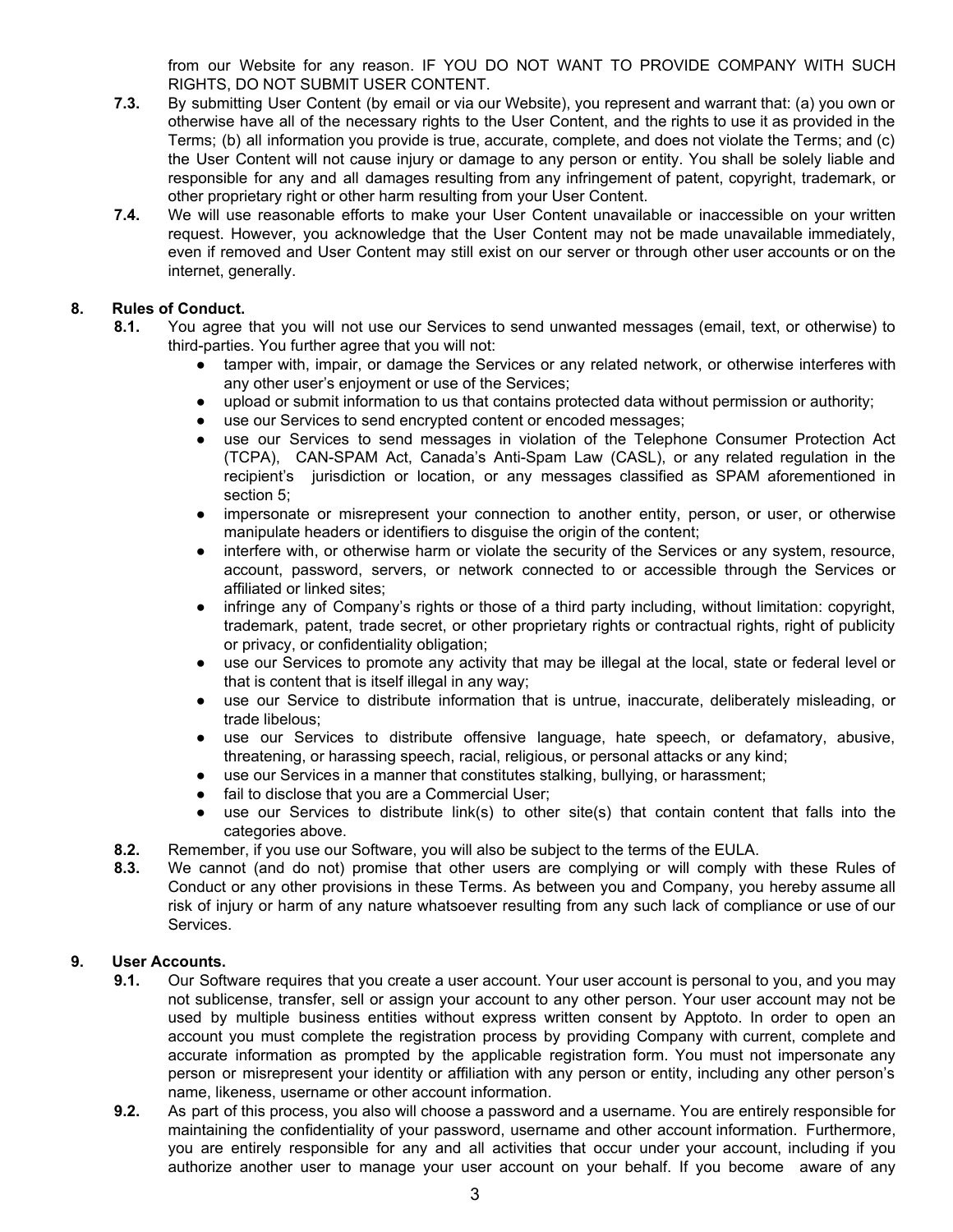from our Website for any reason. IF YOU DO NOT WANT TO PROVIDE COMPANY WITH SUCH RIGHTS, DO NOT SUBMIT USER CONTENT.

**7.3.** By submitting User Content (by email or via our Website), you represent and warrant that: (a) you own or otherwise have all of the necessary rights to the User Content, and the rights to use it as provided in the Terms; (b) all information you provide is true, accurate, complete, and does not violate the Terms; and (c) the User Content will not cause injury or damage to any person or entity. You shall be solely liable and responsible for any and all damages resulting from any infringement of patent, copyright, trademark, or other proprietary right or other harm resulting from your User Content.

**7.4.** We will use reasonable efforts to make your User Content unavailable or inaccessible on your written request. However, you acknowledge that the User Content may not be made unavailable immediately, even if removed and User Content may still exist on our server or through other user accounts or on the internet, generally.

**8. Rules of Conduct.**

**8.1.** You agree that you will not use our Services to send unwanted messages (email, text, or otherwise) to third-parties. You further agree that you will not:

- tamper with, impair, or damage the Services or any related network, or otherwise interferes with any other user's enjoyment or use of the Services;
- upload or submit information to us that contains protected data without permission or authority;
- use our Services to send encrypted content or encoded messages;
- use our Services to send messages in violation of the Telephone Consumer Protection Act (TCPA), CAN-SPAM Act, Canada's Anti-Spam Law (CASL), or any related regulation in the recipient's jurisdiction or location, or any messages classified as SPAM aforementioned in section 5;
- impersonate or misrepresent your connection to another entity, person, or user, or otherwise manipulate headers or identifiers to disguise the origin of the content;
- interfere with, or otherwise harm or violate the security of the Services or any system, resource, account, password, servers, or network connected to or accessible through the Services or affiliated or linked sites;
- infringe any of Company's rights or those of a third party including, without limitation: copyright, trademark, patent, trade secret, or other proprietary rights or contractual rights, right of publicity or privacy, or confidentiality obligation;
- use our Services to promote any activity that may be illegal at the local, state or federal level or that is content that is itself illegal in any way;
- use our Service to distribute information that is untrue, inaccurate, deliberately misleading, or trade libelous;
- use our Services to distribute offensive language, hate speech, or defamatory, abusive, threatening, or harassing speech, racial, religious, or personal attacks or any kind;
- use our Services in a manner that constitutes stalking, bullying, or harassment;
- fail to disclose that you are a Commercial User;
- use our Services to distribute link(s) to other site(s) that contain content that falls into the categories above.

**8.2.** Remember, if you use our Software, you will also be subject to the terms of the EULA.

**8.3.** We cannot (and do not) promise that other users are complying or will comply with these Rules of Conduct or any other provisions in these Terms. As between you and Company, you hereby assume all risk of injury or harm of any nature whatsoever resulting from any such lack of compliance or use of our Services.

**9. User Accounts.**

**9.1.** Our Software requires that you create a user account. Your user account is personal to you, and you may not sublicense, transfer, sell or assign your account to any other person. Your user account may not be used by multiple business entities without express written consent by Apptoto. In order to open an account you must complete the registration process by providing Company with current, complete and accurate information as prompted by the applicable registration form. You must not impersonate any person or misrepresent your identity or affiliation with any person or entity, including any other person's name, likeness, username or other account information.

**9.2.** As part of this process, you also will choose a password and a username. You are entirely responsible for maintaining the confidentiality of your password, username and other account information. Furthermore, you are entirely responsible for any and all activities that occur under your account, including if you authorize another user to manage your user account on your behalf. If you become aware of any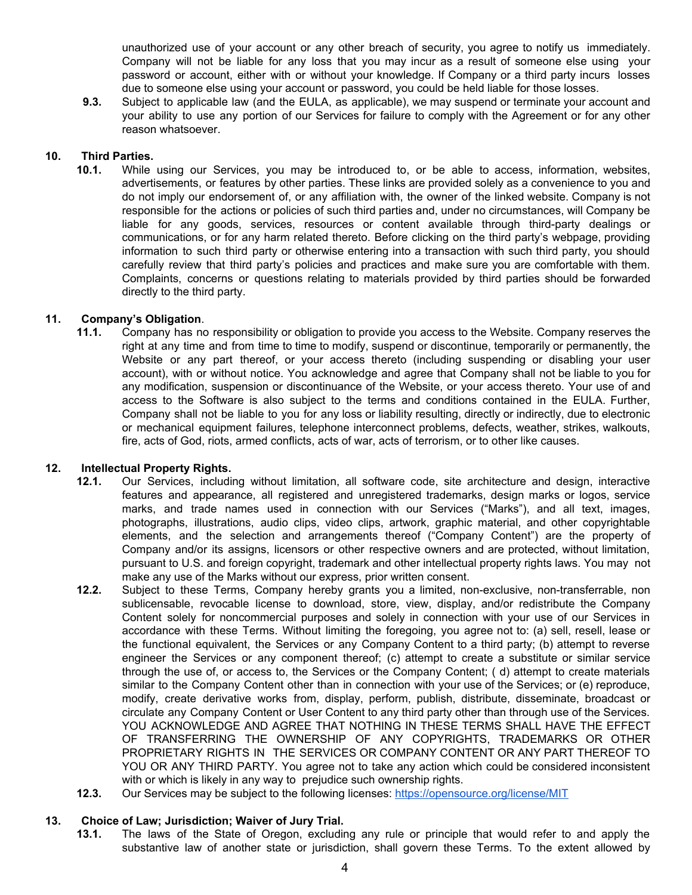unauthorized use of your account or any other breach of security, you agree to notify us immediately. Company will not be liable for any loss that you may incur as a result of someone else using your password or account, either with or without your knowledge. If Company or a third party incurs losses due to someone else using your account or password, you could be held liable for those losses.

**9.3.** Subject to applicable law (and the EULA, as applicable), we may suspend or terminate your account and your ability to use any portion of our Services for failure to comply with the Agreement or for any other reason whatsoever.

**10. Third Parties.**

**10.1.** While using our Services, you may be introduced to, or be able to access, information, websites, advertisements, or features by other parties. These links are provided solely as a convenience to you and do not imply our endorsement of, or any affiliation with, the owner of the linked website. Company is not responsible for the actions or policies of such third parties and, under no circumstances, will Company be liable for any goods, services, resources or content available through third-party dealings or communications, or for any harm related thereto. Before clicking on the third party's webpage, providing information to such third party or otherwise entering into a transaction with such third party, you should carefully review that third party's policies and practices and make sure you are comfortable with them. Complaints, concerns or questions relating to materials provided by third parties should be forwarded directly to the third party.

**11. Company's Obligation.**

**11.1.** Company has no responsibility or obligation to provide you access to the Website. Company reserves the right at any time and from time to time to modify, suspend or discontinue, temporarily or permanently, the Website or any part thereof, or your access thereto (including suspending or disabling your user account), with or without notice. You acknowledge and agree that Company shall not be liable to you for any modification, suspension or discontinuance of the Website, or your access thereto. Your use of and access to the Software is also subject to the terms and conditions contained in the EULA. Further, Company shall not be liable to you for any loss or liability resulting, directly or indirectly, due to electronic or mechanical equipment failures, telephone interconnect problems, defects, weather, strikes, walkouts, fire, acts of God, riots, armed conflicts, acts of war, acts of terrorism, or to other like causes.

**12. Intellectual Property Rights.**

**12.1.** Our Services, including without limitation, all software code, site architecture and design, interactive features and appearance, all registered and unregistered trademarks, design marks or logos, service marks, and trade names used in connection with our Services ("Marks"), and all text, images, photographs, illustrations, audio clips, video clips, artwork, graphic material, and other copyrightable elements, and the selection and arrangements thereof ("Company Content") are the property of Company and/or its assigns, licensors or other respective owners and are protected, without limitation, pursuant to U.S. and foreign copyright, trademark and other intellectual property rights laws. You may not make any use of the Marks without our express, prior written consent.

**12.2.** Subject to these Terms, Company hereby grants you a limited, non-exclusive, non-transferrable, non sublicensable, revocable license to download, store, view, display, and/or redistribute the Company Content solely for noncommercial purposes and solely in connection with your use of our Services in accordance with these Terms. Without limiting the foregoing, you agree not to: (a) sell, resell, lease or the functional equivalent, the Services or any Company Content to a third party; (b) attempt to reverse engineer the Services or any component thereof; (c) attempt to create a substitute or similar service through the use of, or access to, the Services or the Company Content; ( d) attempt to create materials similar to the Company Content other than in connection with your use of the Services; or (e) reproduce, modify, create derivative works from, display, perform, publish, distribute, disseminate, broadcast or circulate any Company Content or User Content to any third party other than through use of the Services. YOU ACKNOWLEDGE AND AGREE THAT NOTHING IN THESE TERMS SHALL HAVE THE EFFECT OF TRANSFERRING THE OWNERSHIP OF ANY COPYRIGHTS, TRADEMARKS OR OTHER PROPRIETARY RIGHTS IN THE SERVICES OR COMPANY CONTENT OR ANY PART THEREOF TO YOU OR ANY THIRD PARTY. You agree not to take any action which could be considered inconsistent with or which is likely in any way to prejudice such ownership rights.

**12.3.** Our Services may be subject to the following licenses: [https://opensource.org/license/MIT](https://opensource.org/license/MIT)

**13. Choice of Law; Jurisdiction; Waiver of Jury Trial.**

**13.1.** The laws of the State of Oregon, excluding any rule or principle that would refer to and apply the substantive law of another state or jurisdiction, shall govern these Terms. To the extent allowed by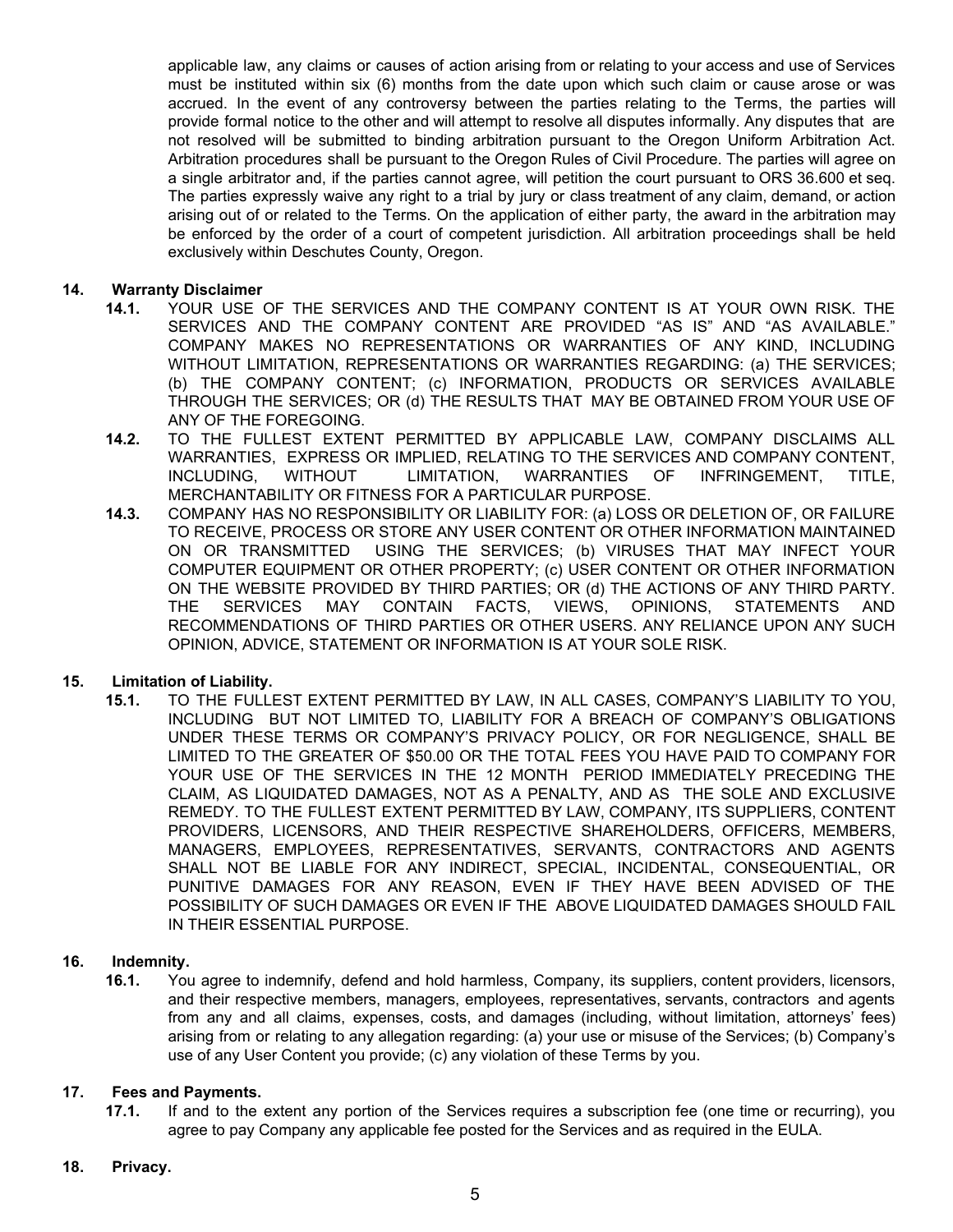applicable law, any claims or causes of action arising from or relating to your access and use of Services must be instituted within six (6) months from the date upon which such claim or cause arose or was accrued. In the event of any controversy between the parties relating to the Terms, the parties will provide formal notice to the other and will attempt to resolve all disputes informally. Any disputes that are not resolved will be submitted to binding arbitration pursuant to the Oregon Uniform Arbitration Act. Arbitration procedures shall be pursuant to the Oregon Rules of Civil Procedure. The parties will agree on a single arbitrator and, if the parties cannot agree, will petition the court pursuant to ORS 36.600 et seq. The parties expressly waive any right to a trial by jury or class treatment of any claim, demand, or action arising out of or related to the Terms. On the application of either party, the award in the arbitration may be enforced by the order of a court of competent jurisdiction. All arbitration proceedings shall be held exclusively within Deschutes County, Oregon.

**14. Warranty Disclaimer**

**14.1.** YOUR USE OF THE SERVICES AND THE COMPANY CONTENT IS AT YOUR OWN RISK. THE SERVICES AND THE COMPANY CONTENT ARE PROVIDED "AS IS" AND "AS AVAILABLE." COMPANY MAKES NO REPRESENTATIONS OR WARRANTIES OF ANY KIND, INCLUDING WITHOUT LIMITATION, REPRESENTATIONS OR WARRANTIES REGARDING: (a) THE SERVICES; (b) THE COMPANY CONTENT; (c) INFORMATION, PRODUCTS OR SERVICES AVAILABLE THROUGH THE SERVICES; OR (d) THE RESULTS THAT MAY BE OBTAINED FROM YOUR USE OF ANY OF THE FOREGOING.

**14.2.** TO THE FULLEST EXTENT PERMITTED BY APPLICABLE LAW, COMPANY DISCLAIMS ALL WARRANTIES, EXPRESS OR IMPLIED, RELATING TO THE SERVICES AND COMPANY CONTENT, INCLUDING, WITHOUT LIMITATION, WARRANTIES OF INFRINGEMENT, TITLE, MERCHANTABILITY OR FITNESS FOR A PARTICULAR PURPOSE.

**14.3.** COMPANY HAS NO RESPONSIBILITY OR LIABILITY FOR: (a) LOSS OR DELETION OF, OR FAILURE TO RECEIVE, PROCESS OR STORE ANY USER CONTENT OR OTHER INFORMATION MAINTAINED ON OR TRANSMITTED USING THE SERVICES; (b) VIRUSES THAT MAY INFECT YOUR COMPUTER EQUIPMENT OR OTHER PROPERTY; (c) USER CONTENT OR OTHER INFORMATION ON THE WEBSITE PROVIDED BY THIRD PARTIES; OR (d) THE ACTIONS OF ANY THIRD PARTY. THE SERVICES MAY CONTAIN FACTS, VIEWS, OPINIONS, STATEMENTS AND RECOMMENDATIONS OF THIRD PARTIES OR OTHER USERS. ANY RELIANCE UPON ANY SUCH OPINION, ADVICE, STATEMENT OR INFORMATION IS AT YOUR SOLE RISK.

**15. Limitation of Liability.**

**15.1.** TO THE FULLEST EXTENT PERMITTED BY LAW, IN ALL CASES, COMPANY'S LIABILITY TO YOU, INCLUDING BUT NOT LIMITED TO, LIABILITY FOR A BREACH OF COMPANY'S OBLIGATIONS UNDER THESE TERMS OR COMPANY'S PRIVACY POLICY, OR FOR NEGLIGENCE, SHALL BE LIMITED TO THE GREATER OF $50.00 OR THE TOTAL FEES YOU HAVE PAID TO COMPANY FOR YOUR USE OF THE SERVICES IN THE 12 MONTH PERIOD IMMEDIATELY PRECEDING THE CLAIM, AS LIQUIDATED DAMAGES, NOT AS A PENALTY, AND AS THE SOLE AND EXCLUSIVE REMEDY. TO THE FULLEST EXTENT PERMITTED BY LAW, COMPANY, ITS SUPPLIERS, CONTENT PROVIDERS, LICENSORS, AND THEIR RESPECTIVE SHAREHOLDERS, OFFICERS, MEMBERS, MANAGERS, EMPLOYEES, REPRESENTATIVES, SERVANTS, CONTRACTORS AND AGENTS SHALL NOT BE LIABLE FOR ANY INDIRECT, SPECIAL, INCIDENTAL, CONSEQUENTIAL, OR PUNITIVE DAMAGES FOR ANY REASON, EVEN IF THEY HAVE BEEN ADVISED OF THE POSSIBILITY OF SUCH DAMAGES OR EVEN IF THE ABOVE LIQUIDATED DAMAGES SHOULD FAIL IN THEIR ESSENTIAL PURPOSE.

**16. Indemnity.**

**16.1.** You agree to indemnify, defend and hold harmless, Company, its suppliers, content providers, licensors, and their respective members, managers, employees, representatives, servants, contractors and agents from any and all claims, expenses, costs, and damages (including, without limitation, attorneys' fees) arising from or relating to any allegation regarding: (a) your use or misuse of the Services; (b) Company's use of any User Content you provide; (c) any violation of these Terms by you.

**17. Fees and Payments.**

**17.1.** If and to the extent any portion of the Services requires a subscription fee (one time or recurring), you agree to pay Company any applicable fee posted for the Services and as required in the EULA.

**18. Privacy.**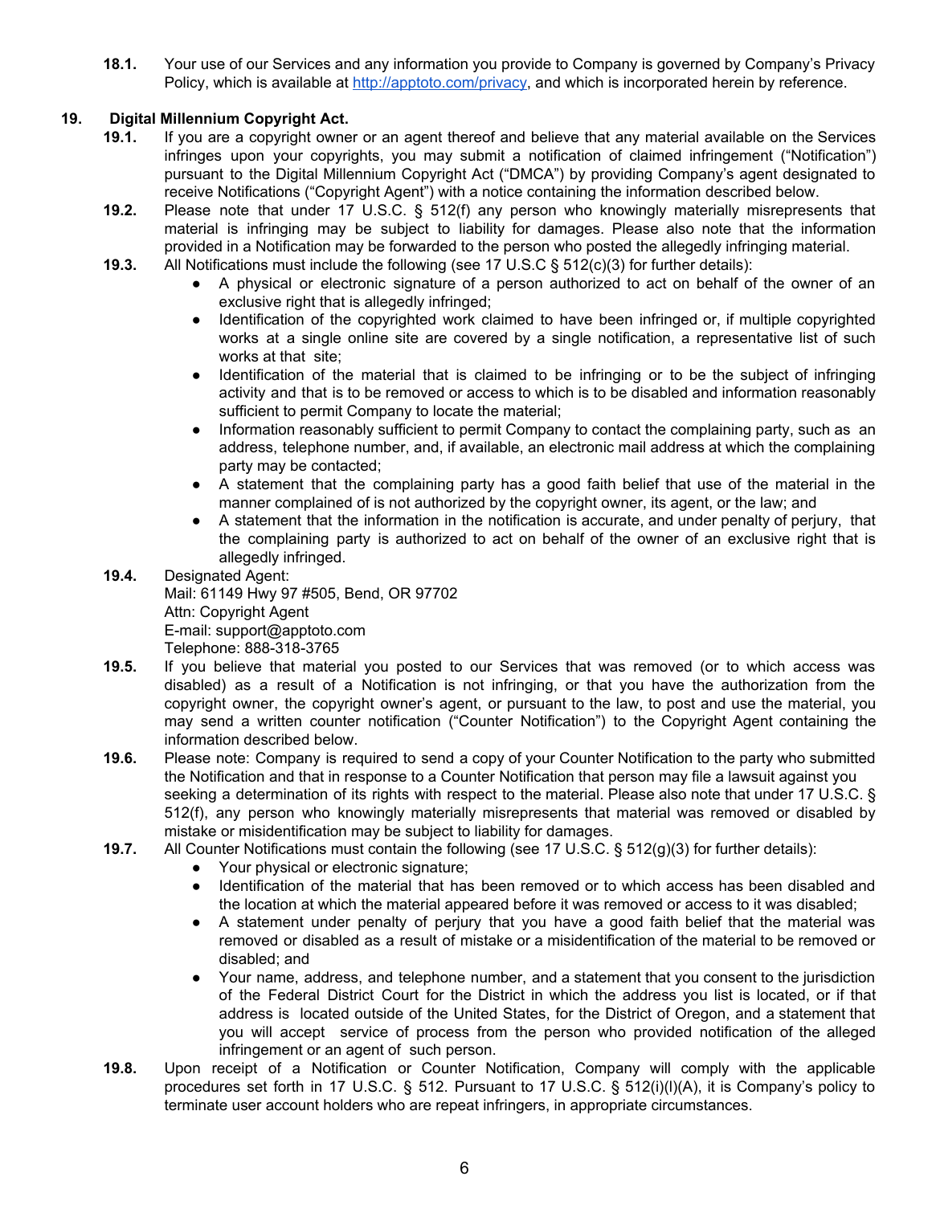**18.1.** Your use of our Services and any information you provide to Company is governed by Company's Privacy Policy, which is available at http://apptoto.com/privacy, and which is incorporated herein by reference.

## 19. Digital Millennium Copyright Act.

**19.1.** If you are a copyright owner or an agent thereof and believe that any material available on the Services infringes upon your copyrights, you may submit a notification of claimed infringement ("Notification") pursuant to the Digital Millennium Copyright Act ("DMCA") by providing Company's agent designated to receive Notifications ("Copyright Agent") with a notice containing the information described below.

**19.2.** Please note that under 17 U.S.C. § 512(f) any person who knowingly materially misrepresents that material is infringing may be subject to liability for damages. Please also note that the information provided in a Notification may be forwarded to the person who posted the allegedly infringing material.

**19.3.** All Notifications must include the following (see 17 U.S.C § 512(c)(3) for further details):

- A physical or electronic signature of a person authorized to act on behalf of the owner of an exclusive right that is allegedly infringed;
- Identification of the copyrighted work claimed to have been infringed or, if multiple copyrighted works at a single online site are covered by a single notification, a representative list of such works at that site;
- Identification of the material that is claimed to be infringing or to be the subject of infringing activity and that is to be removed or access to which is to be disabled and information reasonably sufficient to permit Company to locate the material;
- Information reasonably sufficient to permit Company to contact the complaining party, such as an address, telephone number, and, if available, an electronic mail address at which the complaining party may be contacted;
- A statement that the complaining party has a good faith belief that use of the material in the manner complained of is not authorized by the copyright owner, its agent, or the law; and
- A statement that the information in the notification is accurate, and under penalty of perjury, that the complaining party is authorized to act on behalf of the owner of an exclusive right that is allegedly infringed.

**19.4.** Designated Agent:
Mail: 61149 Hwy 97 #505, Bend, OR 97702
Attn: Copyright Agent
E-mail: support@apptoto.com
Telephone: 888-318-3765

**19.5.** If you believe that material you posted to our Services that was removed (or to which access was disabled) as a result of a Notification is not infringing, or that you have the authorization from the copyright owner, the copyright owner's agent, or pursuant to the law, to post and use the material, you may send a written counter notification ("Counter Notification") to the Copyright Agent containing the information described below.

**19.6.** Please note: Company is required to send a copy of your Counter Notification to the party who submitted the Notification and that in response to a Counter Notification that person may file a lawsuit against you seeking a determination of its rights with respect to the material. Please also note that under 17 U.S.C. § 512(f), any person who knowingly materially misrepresents that material was removed or disabled by mistake or misidentification may be subject to liability for damages.

**19.7.** All Counter Notifications must contain the following (see 17 U.S.C. § 512(g)(3) for further details):

- Your physical or electronic signature;
- Identification of the material that has been removed or to which access has been disabled and the location at which the material appeared before it was removed or access to it was disabled;
- A statement under penalty of perjury that you have a good faith belief that the material was removed or disabled as a result of mistake or a misidentification of the material to be removed or disabled; and
- Your name, address, and telephone number, and a statement that you consent to the jurisdiction of the Federal District Court for the District in which the address you list is located, or if that address is located outside of the United States, for the District of Oregon, and a statement that you will accept service of process from the person who provided notification of the alleged infringement or an agent of such person.

**19.8.** Upon receipt of a Notification or Counter Notification, Company will comply with the applicable procedures set forth in 17 U.S.C. § 512. Pursuant to 17 U.S.C. § 512(i)(l)(A), it is Company's policy to terminate user account holders who are repeat infringers, in appropriate circumstances.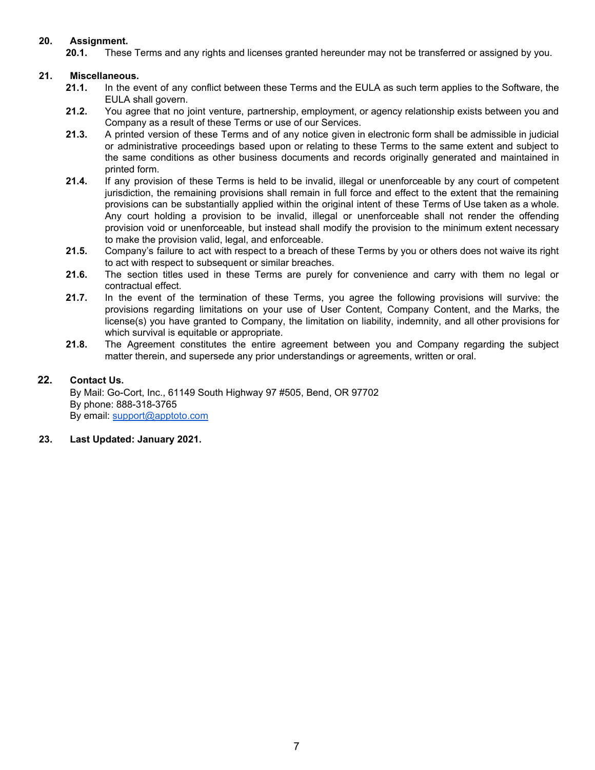**20. Assignment.**

**20.1.** These Terms and any rights and licenses granted hereunder may not be transferred or assigned by you.

**21. Miscellaneous.**

**21.1.** In the event of any conflict between these Terms and the EULA as such term applies to the Software, the EULA shall govern.

**21.2.** You agree that no joint venture, partnership, employment, or agency relationship exists between you and Company as a result of these Terms or use of our Services.

**21.3.** A printed version of these Terms and of any notice given in electronic form shall be admissible in judicial or administrative proceedings based upon or relating to these Terms to the same extent and subject to the same conditions as other business documents and records originally generated and maintained in printed form.

**21.4.** If any provision of these Terms is held to be invalid, illegal or unenforceable by any court of competent jurisdiction, the remaining provisions shall remain in full force and effect to the extent that the remaining provisions can be substantially applied within the original intent of these Terms of Use taken as a whole. Any court holding a provision to be invalid, illegal or unenforceable shall not render the offending provision void or unenforceable, but instead shall modify the provision to the minimum extent necessary to make the provision valid, legal, and enforceable.

**21.5.** Company's failure to act with respect to a breach of these Terms by you or others does not waive its right to act with respect to subsequent or similar breaches.

**21.6.** The section titles used in these Terms are purely for convenience and carry with them no legal or contractual effect.

**21.7.** In the event of the termination of these Terms, you agree the following provisions will survive: the provisions regarding limitations on your use of User Content, Company Content, and the Marks, the license(s) you have granted to Company, the limitation on liability, indemnity, and all other provisions for which survival is equitable or appropriate.

**21.8.** The Agreement constitutes the entire agreement between you and Company regarding the subject matter therein, and supersede any prior understandings or agreements, written or oral.

**22. Contact Us.**

By Mail: Go-Cort, Inc., 61149 South Highway 97 #505, Bend, OR 97702
By phone: 888-318-3765
By email: support@apptoto.com

**23. Last Updated: January 2021.**